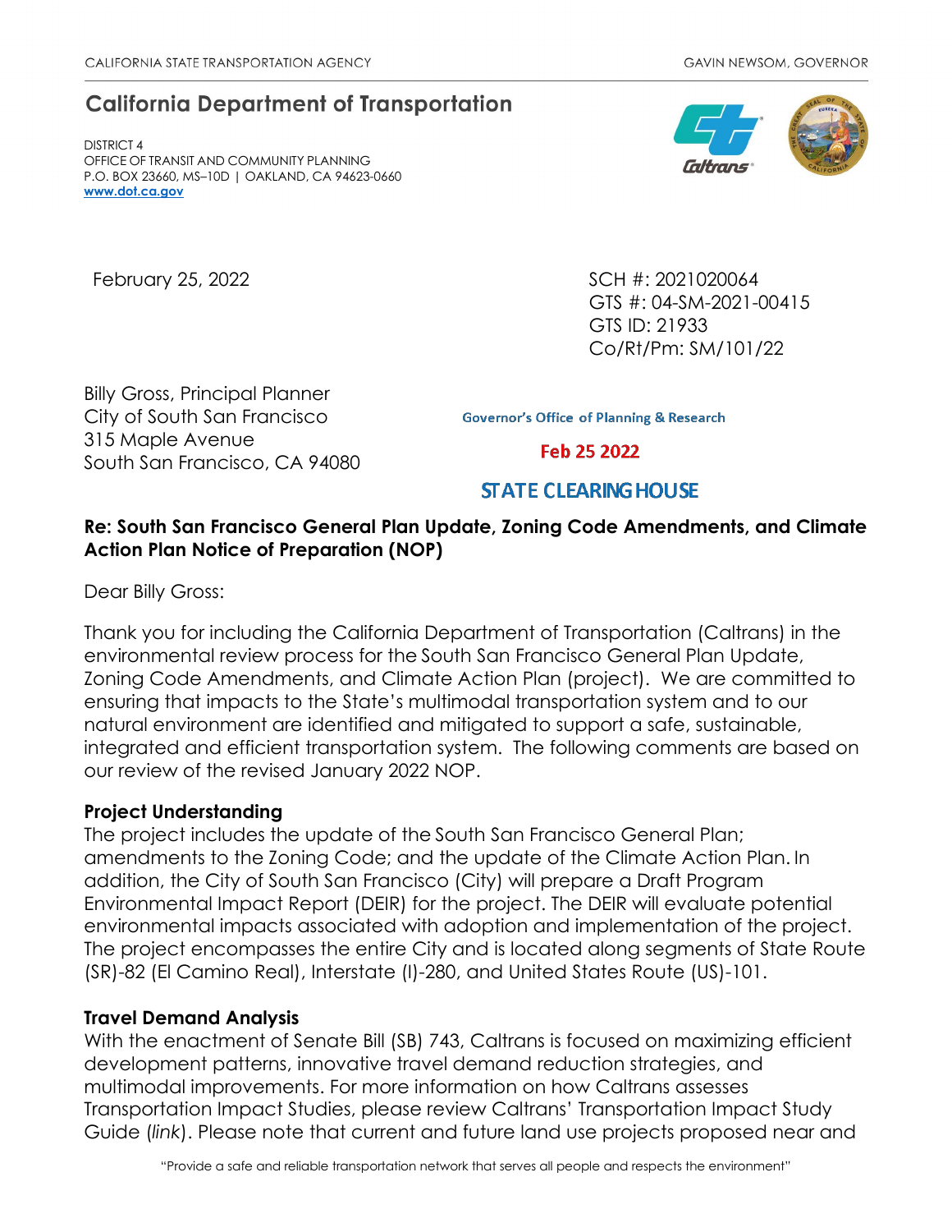CALIFORNIA STATE TRANSPORTATION AGENCY — GAVIN NEWSOM, GOVERNOR

## California Department of Transportation

DISTRICT 4
OFFICE OF TRANSIT AND COMMUNITY PLANNING
P.O. BOX 23660, MS–10D | OAKLAND, CA 94623-0660
**www.dot.ca.gov**

February 25, 2022

SCH #: 2021020064
GTS #: 04-SM-2021-00415
GTS ID: 21933
Co/Rt/Pm: SM/101/22

Billy Gross, Principal Planner
City of South San Francisco
315 Maple Avenue
South San Francisco, CA 94080

Governor's Office of Planning & Research
Feb 25 2022
STATE CLEARINGHOUSE

**Re: South San Francisco General Plan Update, Zoning Code Amendments, and Climate Action Plan Notice of Preparation (NOP)**

Dear Billy Gross:

Thank you for including the California Department of Transportation (Caltrans) in the environmental review process for the South San Francisco General Plan Update, Zoning Code Amendments, and Climate Action Plan (project). We are committed to ensuring that impacts to the State's multimodal transportation system and to our natural environment are identified and mitigated to support a safe, sustainable, integrated and efficient transportation system. The following comments are based on our review of the revised January 2022 NOP.

### Project Understanding

The project includes the update of the South San Francisco General Plan; amendments to the Zoning Code; and the update of the Climate Action Plan. In addition, the City of South San Francisco (City) will prepare a Draft Program Environmental Impact Report (DEIR) for the project. The DEIR will evaluate potential environmental impacts associated with adoption and implementation of the project. The project encompasses the entire City and is located along segments of State Route (SR)-82 (El Camino Real), Interstate (I)-280, and United States Route (US)-101.

### Travel Demand Analysis

With the enactment of Senate Bill (SB) 743, Caltrans is focused on maximizing efficient development patterns, innovative travel demand reduction strategies, and multimodal improvements. For more information on how Caltrans assesses Transportation Impact Studies, please review Caltrans' Transportation Impact Study Guide (*link*). Please note that current and future land use projects proposed near and

"Provide a safe and reliable transportation network that serves all people and respects the environment"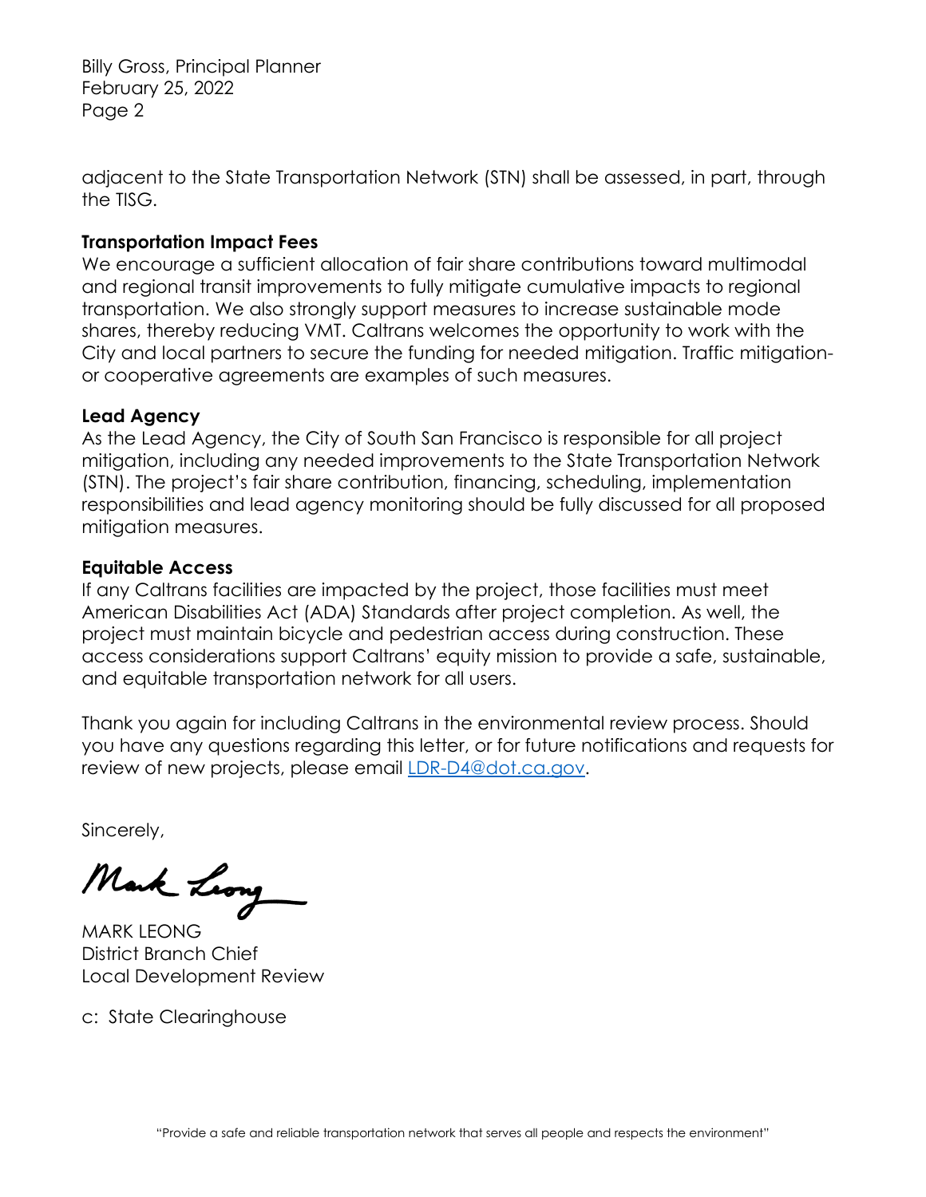adjacent to the State Transportation Network (STN) shall be assessed, in part, through the TISG.

**Transportation Impact Fees**

We encourage a sufficient allocation of fair share contributions toward multimodal and regional transit improvements to fully mitigate cumulative impacts to regional transportation. We also strongly support measures to increase sustainable mode shares, thereby reducing VMT. Caltrans welcomes the opportunity to work with the City and local partners to secure the funding for needed mitigation. Traffic mitigation- or cooperative agreements are examples of such measures.

**Lead Agency**

As the Lead Agency, the City of South San Francisco is responsible for all project mitigation, including any needed improvements to the State Transportation Network (STN). The project's fair share contribution, financing, scheduling, implementation responsibilities and lead agency monitoring should be fully discussed for all proposed mitigation measures.

**Equitable Access**

If any Caltrans facilities are impacted by the project, those facilities must meet American Disabilities Act (ADA) Standards after project completion. As well, the project must maintain bicycle and pedestrian access during construction. These access considerations support Caltrans' equity mission to provide a safe, sustainable, and equitable transportation network for all users.

Thank you again for including Caltrans in the environmental review process. Should you have any questions regarding this letter, or for future notifications and requests for review of new projects, please email LDR-D4@dot.ca.gov.

Sincerely,

Mark Leong

MARK LEONG
District Branch Chief
Local Development Review

c: State Clearinghouse

"Provide a safe and reliable transportation network that serves all people and respects the environment"